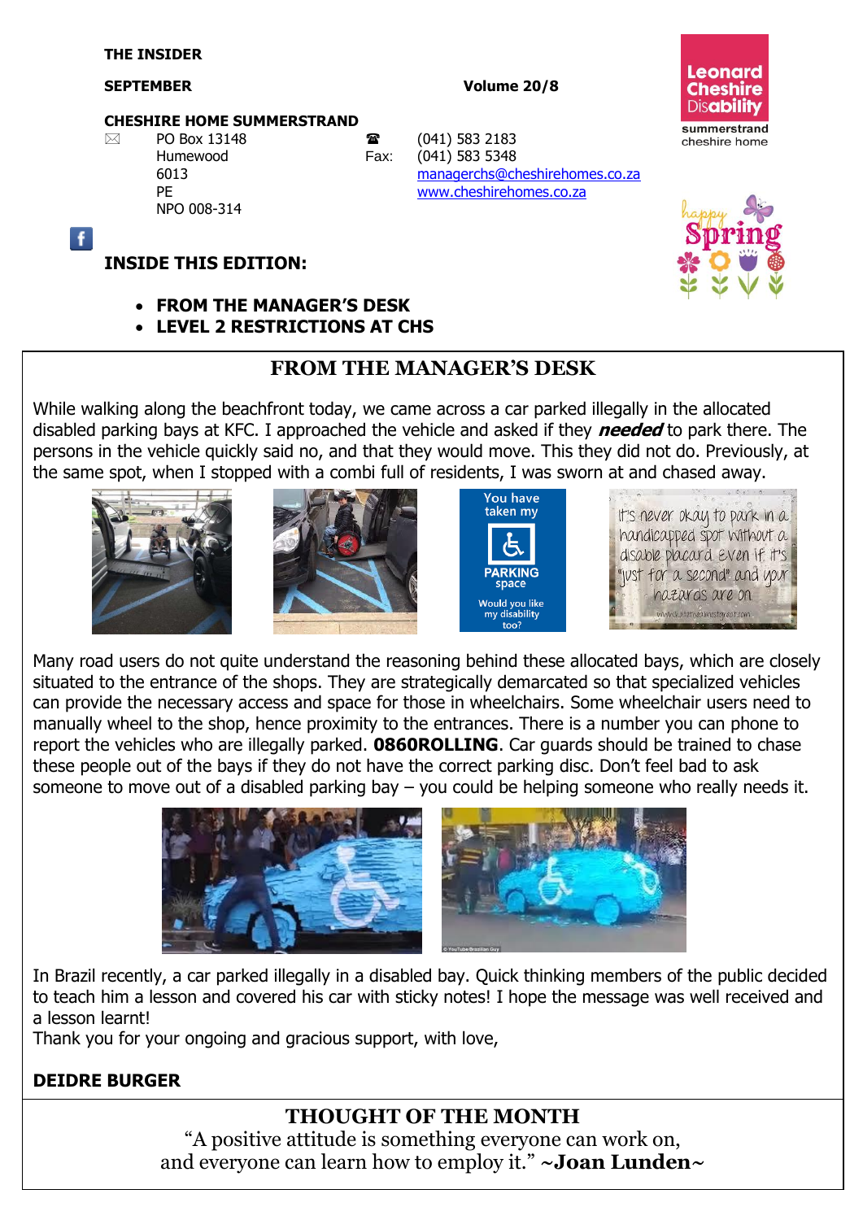**THE INSIDER**

**SEPTEMBER** **Volume 20/8**

**CHESHIRE HOME SUMMERSTRAND**

PO Box 13148
Humewood
6013
PE
NPO 008-314

(041) 583 2183
Fax: (041) 583 5348
managerchs@cheshirehomes.co.za
www.cheshirehomes.co.za

## INSIDE THIS EDITION:

- **FROM THE MANAGER'S DESK**
- **LEVEL 2 RESTRICTIONS AT CHS**

## FROM THE MANAGER'S DESK

While walking along the beachfront today, we came across a car parked illegally in the allocated disabled parking bays at KFC. I approached the vehicle and asked if they ***needed*** to park there. The persons in the vehicle quickly said no, and that they would move. This they did not do. Previously, at the same spot, when I stopped with a combi full of residents, I was sworn at and chased away.

Many road users do not quite understand the reasoning behind these allocated bays, which are closely situated to the entrance of the shops. They are strategically demarcated so that specialized vehicles can provide the necessary access and space for those in wheelchairs. Some wheelchair users need to manually wheel to the shop, hence proximity to the entrances. There is a number you can phone to report the vehicles who are illegally parked. **0860ROLLING**. Car guards should be trained to chase these people out of the bays if they do not have the correct parking disc. Don't feel bad to ask someone to move out of a disabled parking bay – you could be helping someone who really needs it.

In Brazil recently, a car parked illegally in a disabled bay. Quick thinking members of the public decided to teach him a lesson and covered his car with sticky notes! I hope the message was well received and a lesson learnt!

Thank you for your ongoing and gracious support, with love,

**DEIDRE BURGER**

## THOUGHT OF THE MONTH

"A positive attitude is something everyone can work on, and everyone can learn how to employ it." **~Joan Lunden~**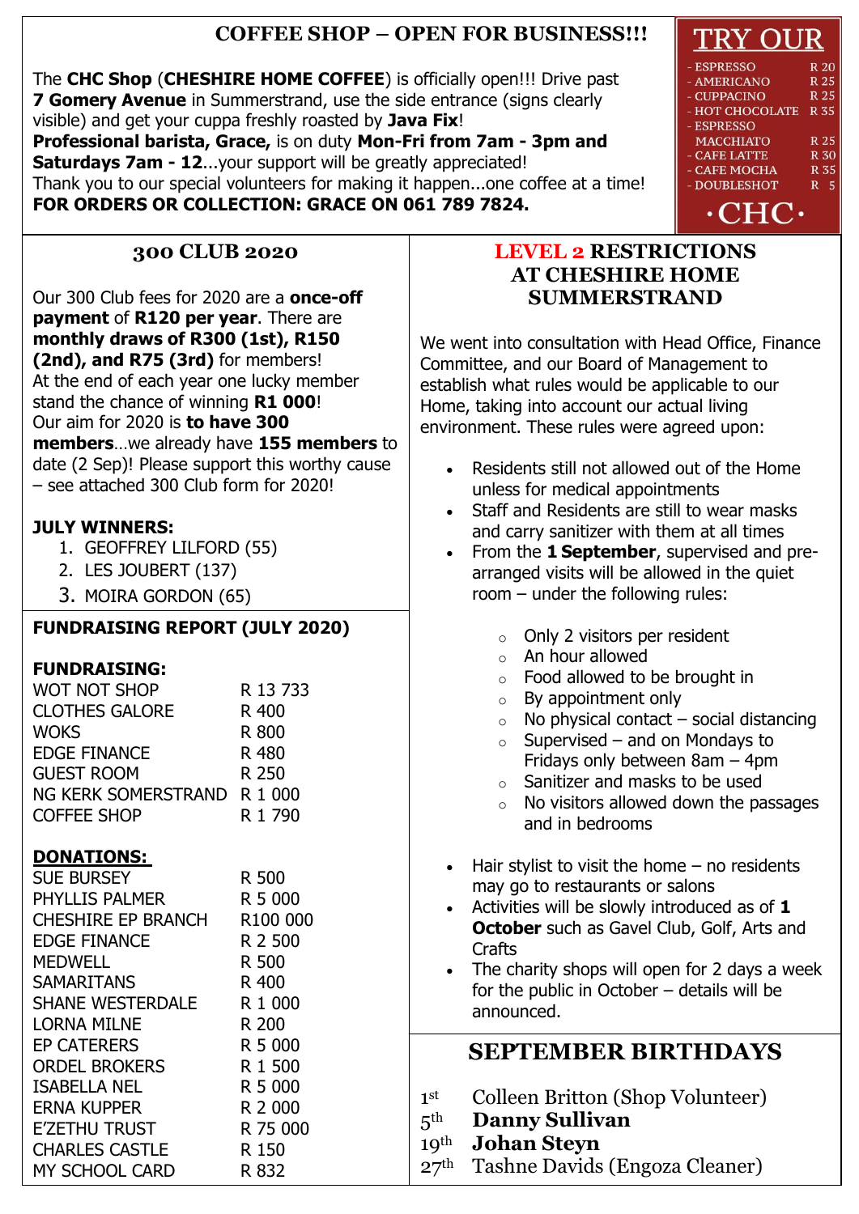## COFFEE SHOP – OPEN FOR BUSINESS!!!

The **CHC Shop** (**CHESHIRE HOME COFFEE**) is officially open!!! Drive past **7 Gomery Avenue** in Summerstrand, use the side entrance (signs clearly visible) and get your cuppa freshly roasted by **Java Fix**!
**Professional barista, Grace,** is on duty **Mon-Fri from 7am - 3pm and Saturdays 7am - 12**...your support will be greatly appreciated!
Thank you to our special volunteers for making it happen...one coffee at a time!
**FOR ORDERS OR COLLECTION: GRACE ON 061 789 7824.**

### TRY OUR

| | |
|---|---|
| - ESPRESSO | R 20 |
| - AMERICANO | R 25 |
| - CUPPACINO | R 25 |
| - HOT CHOCOLATE | R 35 |
| - ESPRESSO MACCHIATO | R 25 |
| - CAFE LATTE | R 30 |
| - CAFE MOCHA | R 35 |
| - DOUBLESHOT | R 5 |

·CHC·

## 300 CLUB 2020

Our 300 Club fees for 2020 are a **once-off payment** of **R120 per year**. There are **monthly draws of R300 (1st), R150 (2nd), and R75 (3rd)** for members!
At the end of each year one lucky member stand the chance of winning **R1 000**!
Our aim for 2020 is **to have 300 members**…we already have **155 members** to date (2 Sep)! Please support this worthy cause – see attached 300 Club form for 2020!

**JULY WINNERS:**

1. GEOFFREY LILFORD (55)
2. LES JOUBERT (137)
3. MOIRA GORDON (65)

## FUNDRAISING REPORT (JULY 2020)

**FUNDRAISING:**

| | |
|---|---|
| WOT NOT SHOP | R 13 733 |
| CLOTHES GALORE | R 400 |
| WOKS | R 800 |
| EDGE FINANCE | R 480 |
| GUEST ROOM | R 250 |
| NG KERK SOMERSTRAND | R 1 000 |
| COFFEE SHOP | R 1 790 |

**DONATIONS:**

| | |
|---|---|
| SUE BURSEY | R 500 |
| PHYLLIS PALMER | R 5 000 |
| CHESHIRE EP BRANCH | R100 000 |
| EDGE FINANCE | R 2 500 |
| MEDWELL | R 500 |
| SAMARITANS | R 400 |
| SHANE WESTERDALE | R 1 000 |
| LORNA MILNE | R 200 |
| EP CATERERS | R 5 000 |
| ORDEL BROKERS | R 1 500 |
| ISABELLA NEL | R 5 000 |
| ERNA KUPPER | R 2 000 |
| E'ZETHU TRUST | R 75 000 |
| CHARLES CASTLE | R 150 |
| MY SCHOOL CARD | R 832 |

## LEVEL 2 RESTRICTIONS AT CHESHIRE HOME SUMMERSTRAND

We went into consultation with Head Office, Finance Committee, and our Board of Management to establish what rules would be applicable to our Home, taking into account our actual living environment. These rules were agreed upon:

- Residents still not allowed out of the Home unless for medical appointments
- Staff and Residents are still to wear masks and carry sanitizer with them at all times
- From the **1 September**, supervised and pre-arranged visits will be allowed in the quiet room – under the following rules:
  - Only 2 visitors per resident
  - An hour allowed
  - Food allowed to be brought in
  - By appointment only
  - No physical contact – social distancing
  - Supervised – and on Mondays to Fridays only between 8am – 4pm
  - Sanitizer and masks to be used
  - No visitors allowed down the passages and in bedrooms
- Hair stylist to visit the home – no residents may go to restaurants or salons
- Activities will be slowly introduced as of **1 October** such as Gavel Club, Golf, Arts and Crafts
- The charity shops will open for 2 days a week for the public in October – details will be announced.

## SEPTEMBER BIRTHDAYS

1st Colleen Britton (Shop Volunteer)
5th **Danny Sullivan**
19th **Johan Steyn**
27th Tashne Davids (Engoza Cleaner)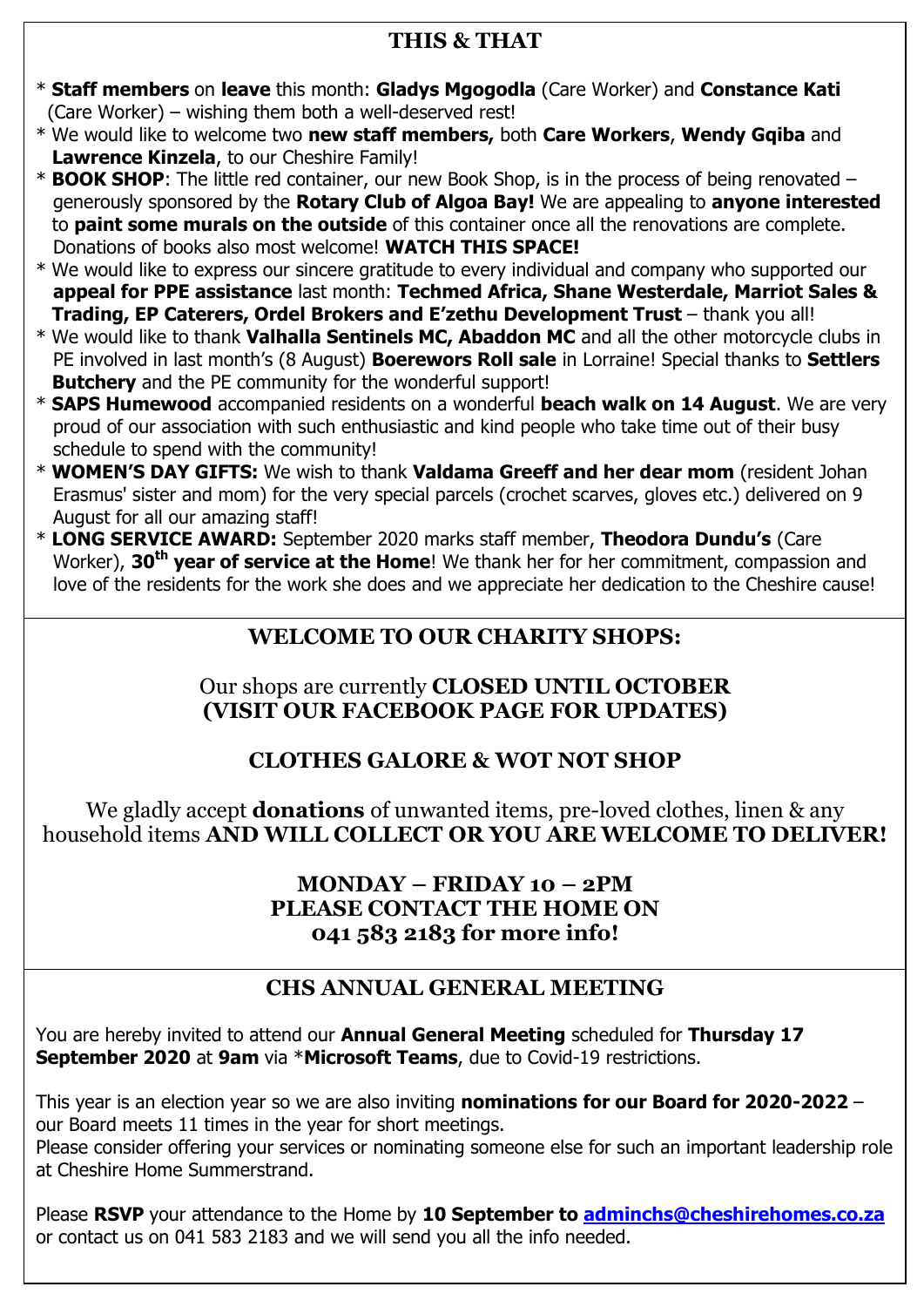## THIS & THAT

* **Staff members** on **leave** this month: **Gladys Mgogodla** (Care Worker) and **Constance Kati** (Care Worker) – wishing them both a well-deserved rest!
* We would like to welcome two **new staff members,** both **Care Workers**, **Wendy Gqiba** and **Lawrence Kinzela**, to our Cheshire Family!
* **BOOK SHOP**: The little red container, our new Book Shop, is in the process of being renovated – generously sponsored by the **Rotary Club of Algoa Bay!** We are appealing to **anyone interested** to **paint some murals on the outside** of this container once all the renovations are complete. Donations of books also most welcome! **WATCH THIS SPACE!**
* We would like to express our sincere gratitude to every individual and company who supported our **appeal for PPE assistance** last month: **Techmed Africa, Shane Westerdale, Marriot Sales & Trading, EP Caterers, Ordel Brokers and E'zethu Development Trust** – thank you all!
* We would like to thank **Valhalla Sentinels MC, Abaddon MC** and all the other motorcycle clubs in PE involved in last month's (8 August) **Boerewors Roll sale** in Lorraine! Special thanks to **Settlers Butchery** and the PE community for the wonderful support!
* **SAPS Humewood** accompanied residents on a wonderful **beach walk on 14 August**. We are very proud of our association with such enthusiastic and kind people who take time out of their busy schedule to spend with the community!
* **WOMEN'S DAY GIFTS:** We wish to thank **Valdama Greeff and her dear mom** (resident Johan Erasmus' sister and mom) for the very special parcels (crochet scarves, gloves etc.) delivered on 9 August for all our amazing staff!
* **LONG SERVICE AWARD:** September 2020 marks staff member, **Theodora Dundu's** (Care Worker), **30th year of service at the Home**! We thank her for her commitment, compassion and love of the residents for the work she does and we appreciate her dedication to the Cheshire cause!

## WELCOME TO OUR CHARITY SHOPS:

Our shops are currently **CLOSED UNTIL OCTOBER (VISIT OUR FACEBOOK PAGE FOR UPDATES)**

### CLOTHES GALORE & WOT NOT SHOP

We gladly accept **donations** of unwanted items, pre-loved clothes, linen & any household items **AND WILL COLLECT OR YOU ARE WELCOME TO DELIVER!**

**MONDAY – FRIDAY 10 – 2PM**
**PLEASE CONTACT THE HOME ON**
**041 583 2183 for more info!**

## CHS ANNUAL GENERAL MEETING

You are hereby invited to attend our **Annual General Meeting** scheduled for **Thursday 17 September 2020** at **9am** via ***Microsoft Teams**, due to Covid-19 restrictions.

This year is an election year so we are also inviting **nominations for our Board for 2020-2022** – our Board meets 11 times in the year for short meetings.
Please consider offering your services or nominating someone else for such an important leadership role at Cheshire Home Summerstrand.

Please **RSVP** your attendance to the Home by **10 September to adminchs@cheshirehomes.co.za** or contact us on 041 583 2183 and we will send you all the info needed.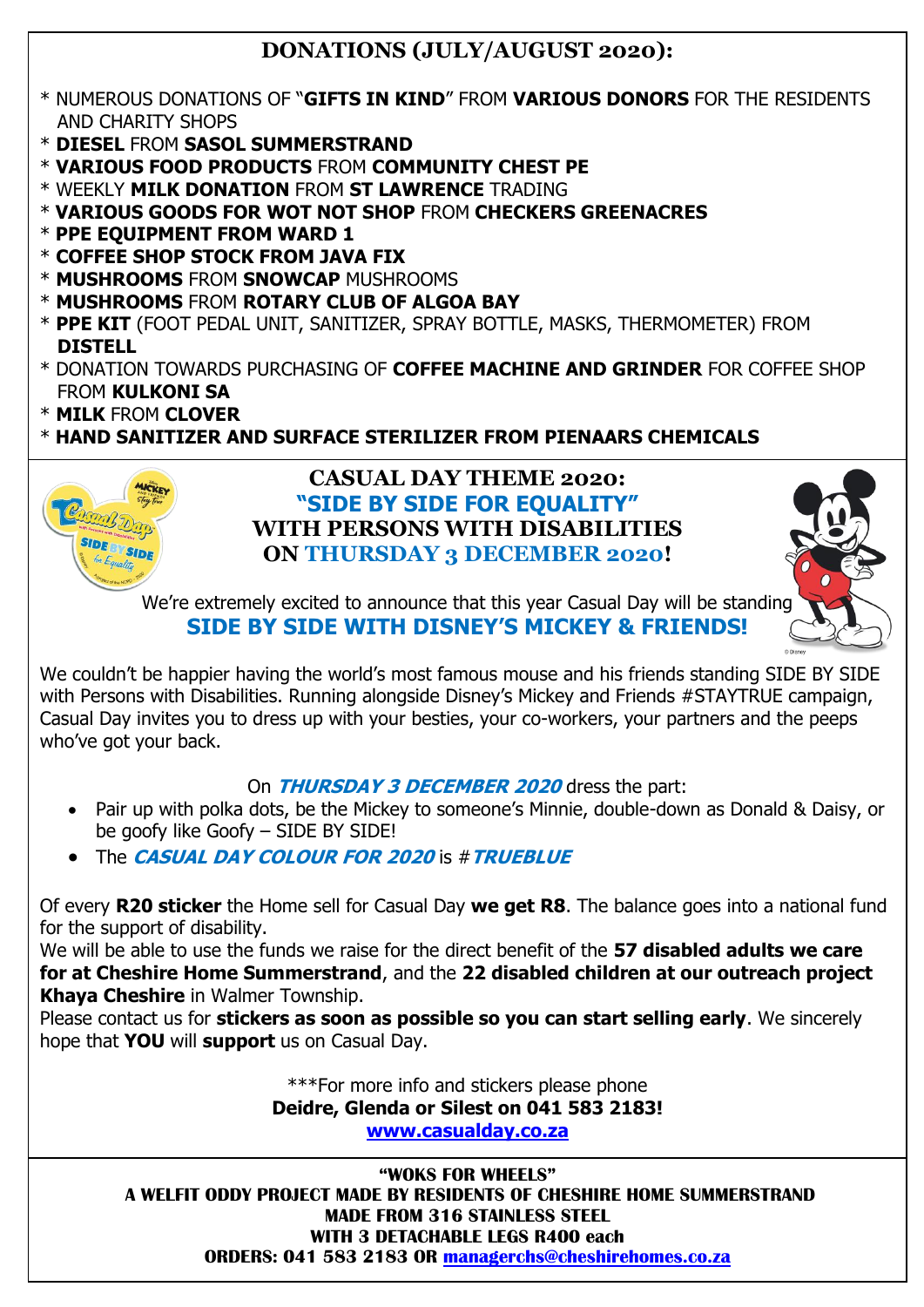## DONATIONS (JULY/AUGUST 2020):

* NUMEROUS DONATIONS OF "**GIFTS IN KIND**" FROM **VARIOUS DONORS** FOR THE RESIDENTS AND CHARITY SHOPS
* **DIESEL** FROM **SASOL SUMMERSTRAND**
* **VARIOUS FOOD PRODUCTS** FROM **COMMUNITY CHEST PE**
* WEEKLY **MILK DONATION** FROM **ST LAWRENCE** TRADING
* **VARIOUS GOODS FOR WOT NOT SHOP** FROM **CHECKERS GREENACRES**
* **PPE EQUIPMENT FROM WARD 1**
* **COFFEE SHOP STOCK FROM JAVA FIX**
* **MUSHROOMS** FROM **SNOWCAP** MUSHROOMS
* **MUSHROOMS** FROM **ROTARY CLUB OF ALGOA BAY**
* **PPE KIT** (FOOT PEDAL UNIT, SANITIZER, SPRAY BOTTLE, MASKS, THERMOMETER) FROM **DISTELL**
* DONATION TOWARDS PURCHASING OF **COFFEE MACHINE AND GRINDER** FOR COFFEE SHOP FROM **KULKONI SA**
* **MILK** FROM **CLOVER**
* **HAND SANITIZER AND SURFACE STERILIZER FROM PIENAARS CHEMICALS**

## CASUAL DAY THEME 2020: "SIDE BY SIDE FOR EQUALITY" WITH PERSONS WITH DISABILITIES ON THURSDAY 3 DECEMBER 2020!

We're extremely excited to announce that this year Casual Day will be standing

**SIDE BY SIDE WITH DISNEY'S MICKEY & FRIENDS!**

We couldn't be happier having the world's most famous mouse and his friends standing SIDE BY SIDE with Persons with Disabilities. Running alongside Disney's Mickey and Friends #STAYTRUE campaign, Casual Day invites you to dress up with your besties, your co-workers, your partners and the peeps who've got your back.

On ***THURSDAY 3 DECEMBER 2020*** dress the part:

- Pair up with polka dots, be the Mickey to someone's Minnie, double-down as Donald & Daisy, or be goofy like Goofy – SIDE BY SIDE!
- The ***CASUAL DAY COLOUR FOR 2020*** is #***TRUEBLUE***

Of every **R20 sticker** the Home sell for Casual Day **we get R8**. The balance goes into a national fund for the support of disability.
We will be able to use the funds we raise for the direct benefit of the **57 disabled adults we care for at Cheshire Home Summerstrand**, and the **22 disabled children at our outreach project Khaya Cheshire** in Walmer Township.
Please contact us for **stickers as soon as possible so you can start selling early**. We sincerely hope that **YOU** will **support** us on Casual Day.

***For more info and stickers please phone
**Deidre, Glenda or Silest on 041 583 2183!**
**www.casualday.co.za**

**"WOKS FOR WHEELS"**
**A WELFIT ODDY PROJECT MADE BY RESIDENTS OF CHESHIRE HOME SUMMERSTRAND**
**MADE FROM 316 STAINLESS STEEL**
**WITH 3 DETACHABLE LEGS R400 each**
**ORDERS: 041 583 2183 OR managerchs@cheshirehomes.co.za**